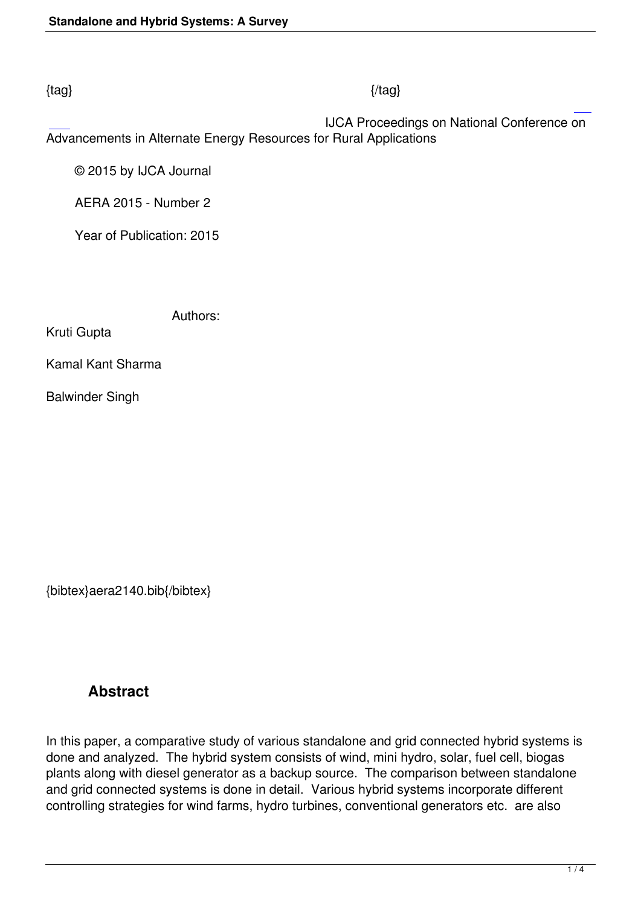{tag} {/tag}

IJCA Proceedings on National Conference on Advancements in Alternate Energy Resources for Rural Applications

© 2015 by IJCA Journal

AERA 2015 - Number 2

Year of Publication: 2015

Authors:

Kruti Gupta

Kamal Kant Sharma

Balwinder Singh

{bibtex}aera2140.bib{/bibtex}

## Abstract

In this paper, a comparative study of various standalone and grid connected hybrid systems is done and analyzed. The hybrid system consists of wind, mini hydro, solar, fuel cell, biogas plants along with diesel generator as a backup source. The comparison between standalone and grid connected systems is done in detail. Various hybrid systems incorporate different controlling strategies for wind farms, hydro turbines, conventional generators etc. are also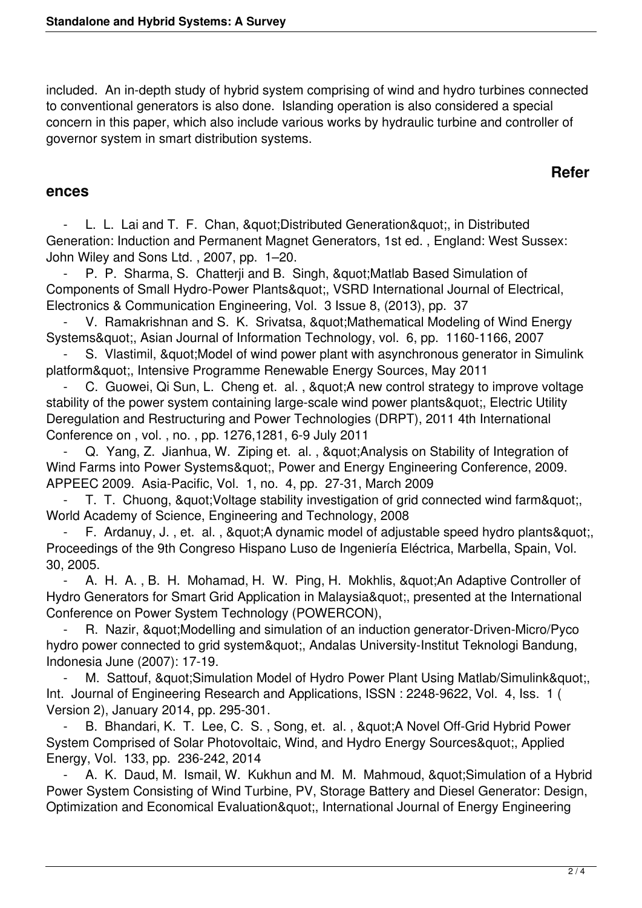included. An in-depth study of hybrid system comprising of wind and hydro turbines connected to conventional generators is also done. Islanding operation is also considered a special concern in this paper, which also include various works by hydraulic turbine and controller of governor system in smart distribution systems.

## References

- L. L. Lai and T. F. Chan, &quot;Distributed Generation&quot;, in Distributed Generation: Induction and Permanent Magnet Generators, 1st ed. , England: West Sussex: John Wiley and Sons Ltd. , 2007, pp. 1–20.
- P. P. Sharma, S. Chatterji and B. Singh, &quot;Matlab Based Simulation of Components of Small Hydro-Power Plants&quot;, VSRD International Journal of Electrical, Electronics & Communication Engineering, Vol. 3 Issue 8, (2013), pp. 37
- V. Ramakrishnan and S. K. Srivatsa, &quot;Mathematical Modeling of Wind Energy Systems&quot;, Asian Journal of Information Technology, vol. 6, pp. 1160-1166, 2007
- S. Vlastimil, &quot;Model of wind power plant with asynchronous generator in Simulink platform&quot;, Intensive Programme Renewable Energy Sources, May 2011
- C. Guowei, Qi Sun, L. Cheng et. al. , &quot;A new control strategy to improve voltage stability of the power system containing large-scale wind power plants&quot;, Electric Utility Deregulation and Restructuring and Power Technologies (DRPT), 2011 4th International Conference on , vol. , no. , pp. 1276,1281, 6-9 July 2011
- Q. Yang, Z. Jianhua, W. Ziping et. al. , &quot;Analysis on Stability of Integration of Wind Farms into Power Systems&quot;, Power and Energy Engineering Conference, 2009. APPEEC 2009. Asia-Pacific, Vol. 1, no. 4, pp. 27-31, March 2009
- T. T. Chuong, &quot;Voltage stability investigation of grid connected wind farm&quot;, World Academy of Science, Engineering and Technology, 2008
- F. Ardanuy, J. , et. al. , &quot;A dynamic model of adjustable speed hydro plants&quot;, Proceedings of the 9th Congreso Hispano Luso de Ingeniería Eléctrica, Marbella, Spain, Vol. 30, 2005.
- A. H. A. , B. H. Mohamad, H. W. Ping, H. Mokhlis, &quot;An Adaptive Controller of Hydro Generators for Smart Grid Application in Malaysia&quot;, presented at the International Conference on Power System Technology (POWERCON),
- R. Nazir, &quot;Modelling and simulation of an induction generator-Driven-Micro/Pyco hydro power connected to grid system&quot;, Andalas University-Institut Teknologi Bandung, Indonesia June (2007): 17-19.
- M. Sattouf, &quot;Simulation Model of Hydro Power Plant Using Matlab/Simulink&quot;, Int. Journal of Engineering Research and Applications, ISSN : 2248-9622, Vol. 4, Iss. 1 ( Version 2), January 2014, pp. 295-301.
- B. Bhandari, K. T. Lee, C. S. , Song, et. al. , &quot;A Novel Off-Grid Hybrid Power System Comprised of Solar Photovoltaic, Wind, and Hydro Energy Sources&quot;, Applied Energy, Vol. 133, pp. 236-242, 2014
- A. K. Daud, M. Ismail, W. Kukhun and M. M. Mahmoud, &quot;Simulation of a Hybrid Power System Consisting of Wind Turbine, PV, Storage Battery and Diesel Generator: Design, Optimization and Economical Evaluation&quot;, International Journal of Energy Engineering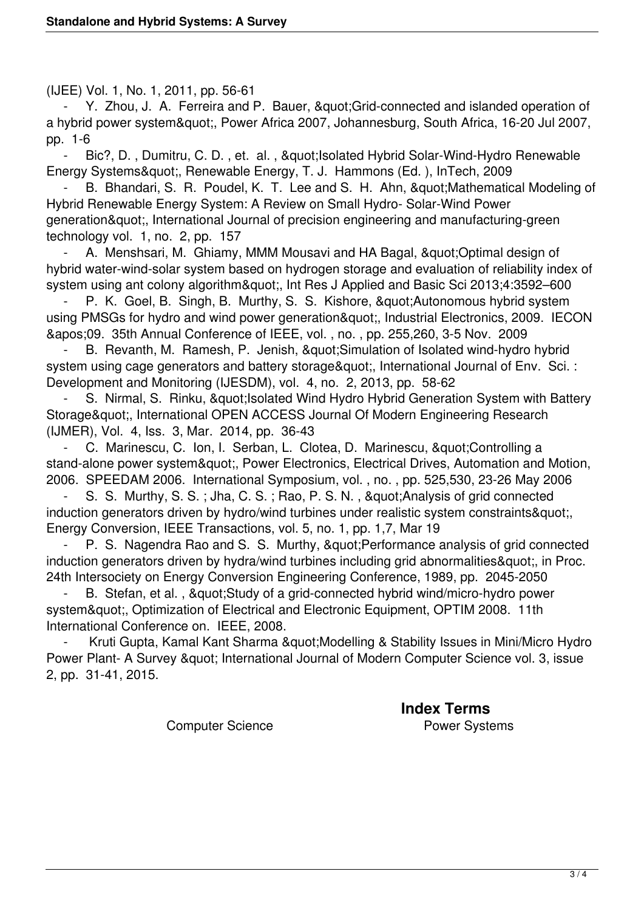(IJEE) Vol. 1, No. 1, 2011, pp. 56-61

- Y. Zhou, J. A. Ferreira and P. Bauer, &quot;Grid-connected and islanded operation of a hybrid power system&quot;, Power Africa 2007, Johannesburg, South Africa, 16-20 Jul 2007, pp. 1-6
- Bic?, D. , Dumitru, C. D. , et. al. , &quot;Isolated Hybrid Solar-Wind-Hydro Renewable Energy Systems&quot;, Renewable Energy, T. J. Hammons (Ed. ), InTech, 2009
- B. Bhandari, S. R. Poudel, K. T. Lee and S. H. Ahn, &quot;Mathematical Modeling of Hybrid Renewable Energy System: A Review on Small Hydro- Solar-Wind Power generation&quot;, International Journal of precision engineering and manufacturing-green technology vol. 1, no. 2, pp. 157
- A. Menshsari, M. Ghiamy, MMM Mousavi and HA Bagal, &quot;Optimal design of hybrid water-wind-solar system based on hydrogen storage and evaluation of reliability index of system using ant colony algorithm&quot;, Int Res J Applied and Basic Sci 2013;4:3592–600
- P. K. Goel, B. Singh, B. Murthy, S. S. Kishore, &quot;Autonomous hybrid system using PMSGs for hydro and wind power generation&quot;, Industrial Electronics, 2009. IECON &apos;09. 35th Annual Conference of IEEE, vol. , no. , pp. 255,260, 3-5 Nov. 2009
- B. Revanth, M. Ramesh, P. Jenish, &quot;Simulation of Isolated wind-hydro hybrid system using cage generators and battery storage&quot;, International Journal of Env. Sci. : Development and Monitoring (IJESDM), vol. 4, no. 2, 2013, pp. 58-62
- S. Nirmal, S. Rinku, &quot;Isolated Wind Hydro Hybrid Generation System with Battery Storage&quot;, International OPEN ACCESS Journal Of Modern Engineering Research (IJMER), Vol. 4, Iss. 3, Mar. 2014, pp. 36-43
- C. Marinescu, C. Ion, I. Serban, L. Clotea, D. Marinescu, &quot;Controlling a stand-alone power system&quot;, Power Electronics, Electrical Drives, Automation and Motion, 2006. SPEEDAM 2006. International Symposium, vol. , no. , pp. 525,530, 23-26 May 2006
- S. S. Murthy, S. S. ; Jha, C. S. ; Rao, P. S. N. , &quot;Analysis of grid connected induction generators driven by hydro/wind turbines under realistic system constraints&quot;, Energy Conversion, IEEE Transactions, vol. 5, no. 1, pp. 1,7, Mar 19
- P. S. Nagendra Rao and S. S. Murthy, &quot;Performance analysis of grid connected induction generators driven by hydra/wind turbines including grid abnormalities&quot;, in Proc. 24th Intersociety on Energy Conversion Engineering Conference, 1989, pp. 2045-2050
- B. Stefan, et al. , &quot;Study of a grid-connected hybrid wind/micro-hydro power system&quot;, Optimization of Electrical and Electronic Equipment, OPTIM 2008. 11th International Conference on. IEEE, 2008.
- Kruti Gupta, Kamal Kant Sharma &quot;Modelling & Stability Issues in Mini/Micro Hydro Power Plant- A Survey &quot; International Journal of Modern Computer Science vol. 3, issue 2, pp. 31-41, 2015.

## Index Terms

Computer Science

Power Systems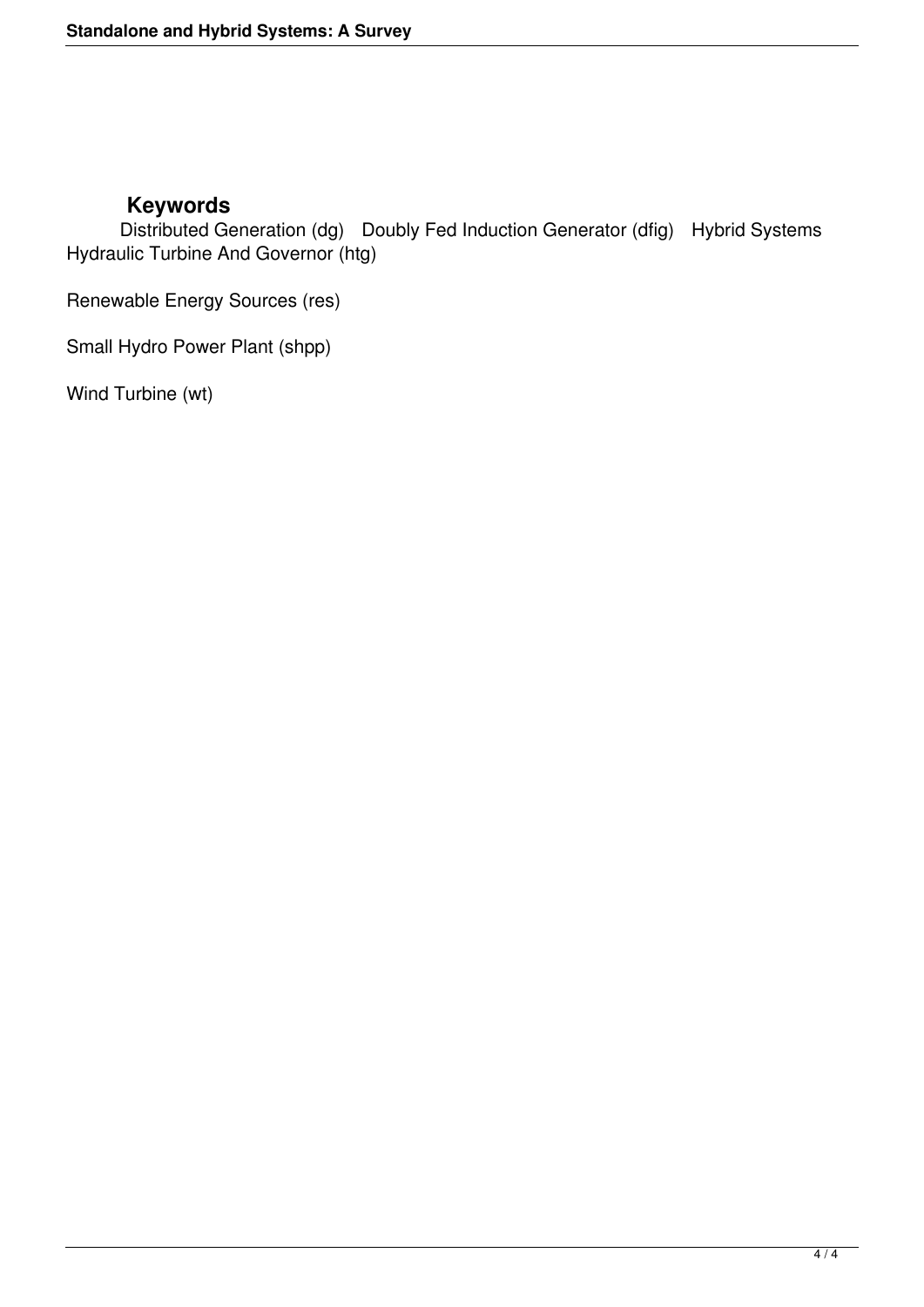## Keywords

Distributed Generation (dg) Doubly Fed Induction Generator (dfig) Hybrid Systems Hydraulic Turbine And Governor (htg)

Renewable Energy Sources (res)

Small Hydro Power Plant (shpp)

Wind Turbine (wt)